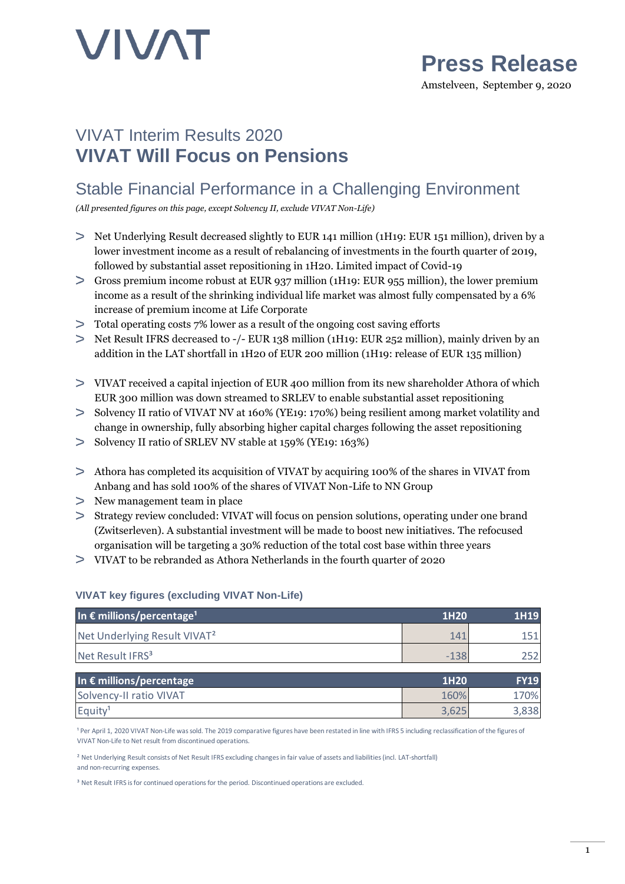VIVAT

# Press Release

Amstelveen, September 9, 2020

## VIVAT Interim Results 2020
# VIVAT Will Focus on Pensions

## Stable Financial Performance in a Challenging Environment

*(All presented figures on this page, except Solvency II, exclude VIVAT Non-Life)*

- Net Underlying Result decreased slightly to EUR 141 million (1H19: EUR 151 million), driven by a lower investment income as a result of rebalancing of investments in the fourth quarter of 2019, followed by substantial asset repositioning in 1H20. Limited impact of Covid-19
- Gross premium income robust at EUR 937 million (1H19: EUR 955 million), the lower premium income as a result of the shrinking individual life market was almost fully compensated by a 6% increase of premium income at Life Corporate
- Total operating costs 7% lower as a result of the ongoing cost saving efforts
- Net Result IFRS decreased to -/- EUR 138 million (1H19: EUR 252 million), mainly driven by an addition in the LAT shortfall in 1H20 of EUR 200 million (1H19: release of EUR 135 million)

- VIVAT received a capital injection of EUR 400 million from its new shareholder Athora of which EUR 300 million was down streamed to SRLEV to enable substantial asset repositioning
- Solvency II ratio of VIVAT NV at 160% (YE19: 170%) being resilient among market volatility and change in ownership, fully absorbing higher capital charges following the asset repositioning
- Solvency II ratio of SRLEV NV stable at 159% (YE19: 163%)

- Athora has completed its acquisition of VIVAT by acquiring 100% of the shares in VIVAT from Anbang and has sold 100% of the shares of VIVAT Non-Life to NN Group
- New management team in place
- Strategy review concluded: VIVAT will focus on pension solutions, operating under one brand (Zwitserleven). A substantial investment will be made to boost new initiatives. The refocused organisation will be targeting a 30% reduction of the total cost base within three years
- VIVAT to be rebranded as Athora Netherlands in the fourth quarter of 2020

### VIVAT key figures (excluding VIVAT Non-Life)

| In € millions/percentage[1] | 1H20 | 1H19 |
|---|---|---|
| Net Underlying Result VIVAT[2] | 141 | 151 |
| Net Result IFRS[3] | -138 | 252 |

| In € millions/percentage | 1H20 | FY19 |
|---|---|---|
| Solvency-II ratio VIVAT | 160% | 170% |
| Equity[1] | 3,625 | 3,838 |

[1] Per April 1, 2020 VIVAT Non-Life was sold. The 2019 comparative figures have been restated in line with IFRS 5 including reclassification of the figures of VIVAT Non-Life to Net result from discontinued operations.

[2] Net Underlying Result consists of Net Result IFRS excluding changes in fair value of assets and liabilities (incl. LAT-shortfall) and non-recurring expenses.

[3] Net Result IFRS is for continued operations for the period. Discontinued operations are excluded.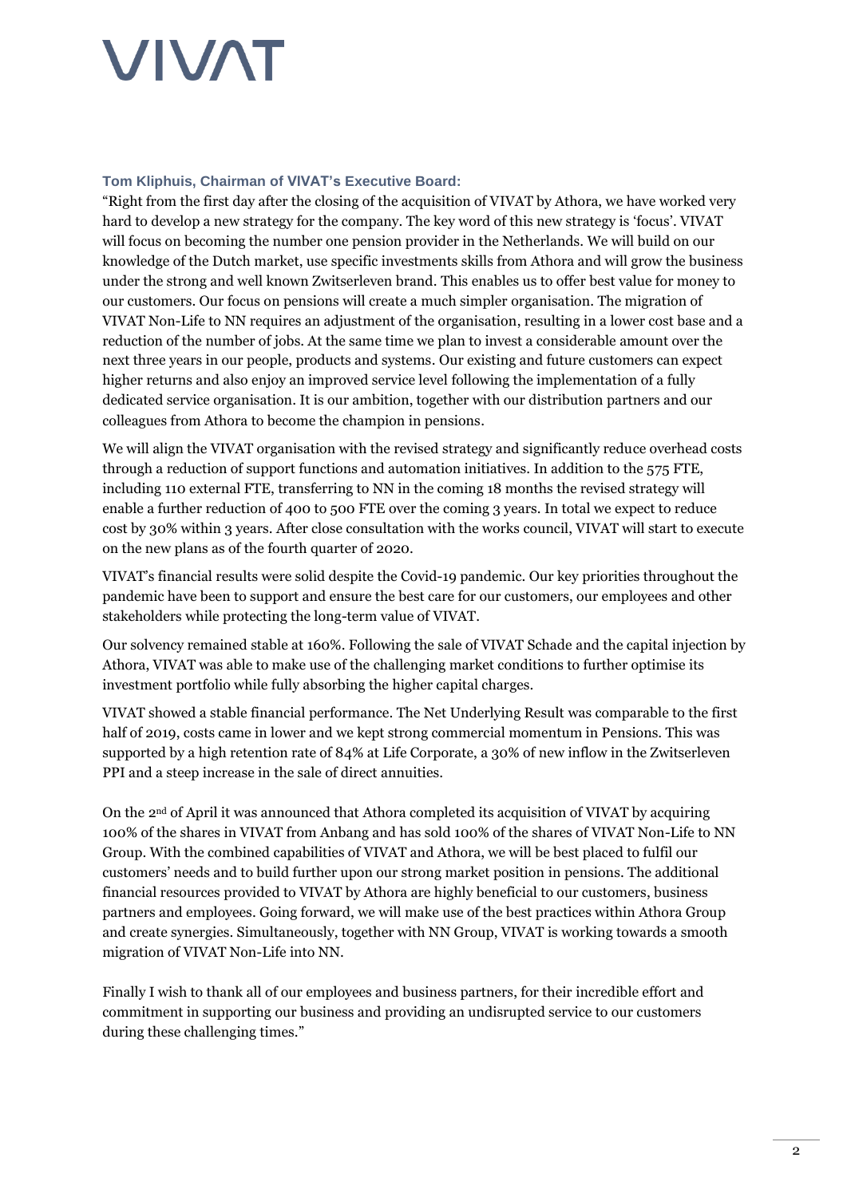**Tom Kliphuis, Chairman of VIVAT's Executive Board:**

"Right from the first day after the closing of the acquisition of VIVAT by Athora, we have worked very hard to develop a new strategy for the company. The key word of this new strategy is 'focus'. VIVAT will focus on becoming the number one pension provider in the Netherlands. We will build on our knowledge of the Dutch market, use specific investments skills from Athora and will grow the business under the strong and well known Zwitserleven brand. This enables us to offer best value for money to our customers. Our focus on pensions will create a much simpler organisation. The migration of VIVAT Non-Life to NN requires an adjustment of the organisation, resulting in a lower cost base and a reduction of the number of jobs. At the same time we plan to invest a considerable amount over the next three years in our people, products and systems. Our existing and future customers can expect higher returns and also enjoy an improved service level following the implementation of a fully dedicated service organisation. It is our ambition, together with our distribution partners and our colleagues from Athora to become the champion in pensions.

We will align the VIVAT organisation with the revised strategy and significantly reduce overhead costs through a reduction of support functions and automation initiatives. In addition to the 575 FTE, including 110 external FTE, transferring to NN in the coming 18 months the revised strategy will enable a further reduction of 400 to 500 FTE over the coming 3 years. In total we expect to reduce cost by 30% within 3 years. After close consultation with the works council, VIVAT will start to execute on the new plans as of the fourth quarter of 2020.

VIVAT's financial results were solid despite the Covid-19 pandemic. Our key priorities throughout the pandemic have been to support and ensure the best care for our customers, our employees and other stakeholders while protecting the long-term value of VIVAT.

Our solvency remained stable at 160%. Following the sale of VIVAT Schade and the capital injection by Athora, VIVAT was able to make use of the challenging market conditions to further optimise its investment portfolio while fully absorbing the higher capital charges.

VIVAT showed a stable financial performance. The Net Underlying Result was comparable to the first half of 2019, costs came in lower and we kept strong commercial momentum in Pensions. This was supported by a high retention rate of 84% at Life Corporate, a 30% of new inflow in the Zwitserleven PPI and a steep increase in the sale of direct annuities.

On the 2nd of April it was announced that Athora completed its acquisition of VIVAT by acquiring 100% of the shares in VIVAT from Anbang and has sold 100% of the shares of VIVAT Non-Life to NN Group. With the combined capabilities of VIVAT and Athora, we will be best placed to fulfil our customers' needs and to build further upon our strong market position in pensions. The additional financial resources provided to VIVAT by Athora are highly beneficial to our customers, business partners and employees. Going forward, we will make use of the best practices within Athora Group and create synergies. Simultaneously, together with NN Group, VIVAT is working towards a smooth migration of VIVAT Non-Life into NN.

Finally I wish to thank all of our employees and business partners, for their incredible effort and commitment in supporting our business and providing an undisrupted service to our customers during these challenging times."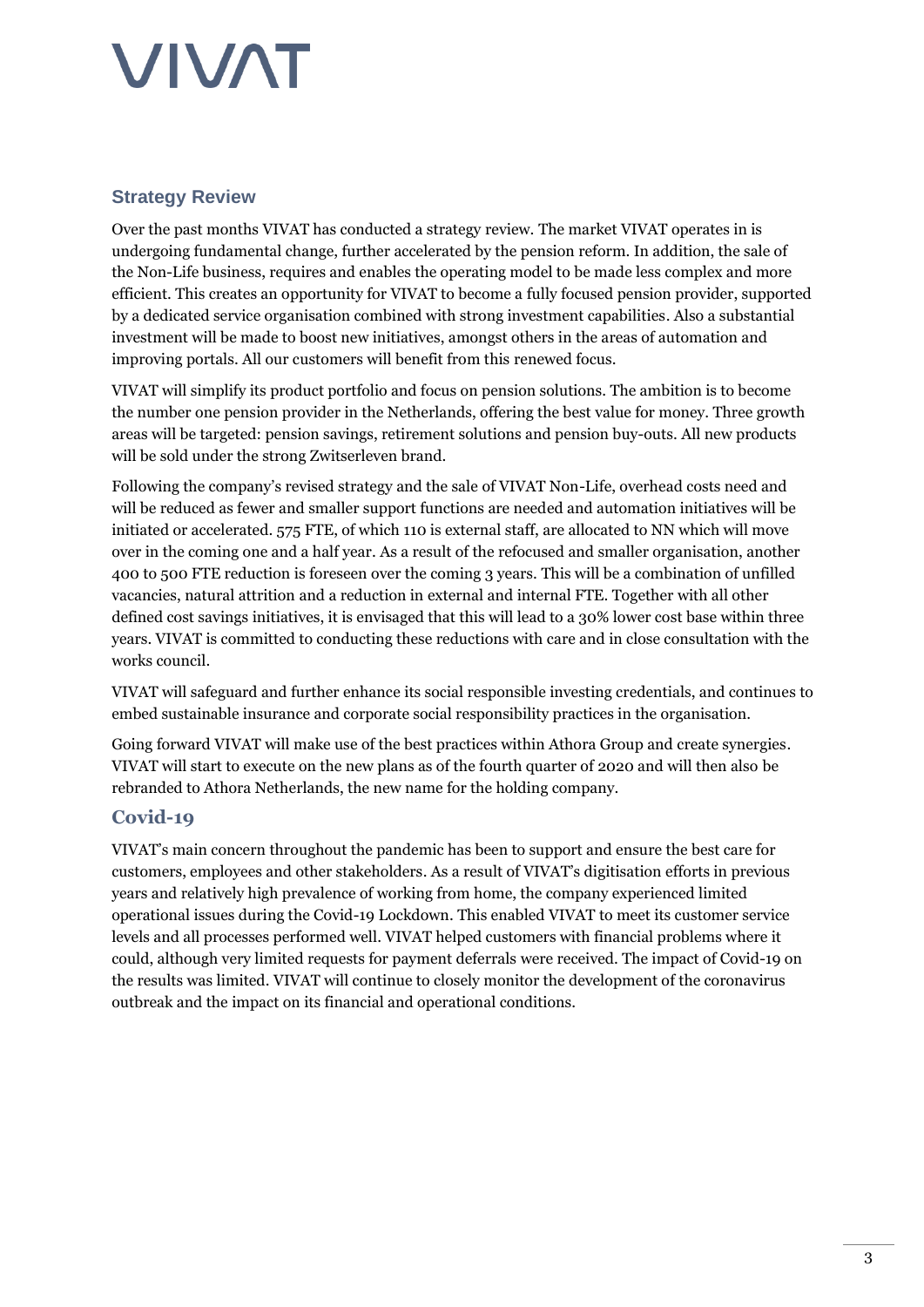## Strategy Review

Over the past months VIVAT has conducted a strategy review. The market VIVAT operates in is undergoing fundamental change, further accelerated by the pension reform. In addition, the sale of the Non-Life business, requires and enables the operating model to be made less complex and more efficient. This creates an opportunity for VIVAT to become a fully focused pension provider, supported by a dedicated service organisation combined with strong investment capabilities. Also a substantial investment will be made to boost new initiatives, amongst others in the areas of automation and improving portals. All our customers will benefit from this renewed focus.

VIVAT will simplify its product portfolio and focus on pension solutions. The ambition is to become the number one pension provider in the Netherlands, offering the best value for money. Three growth areas will be targeted: pension savings, retirement solutions and pension buy-outs. All new products will be sold under the strong Zwitserleven brand.

Following the company's revised strategy and the sale of VIVAT Non-Life, overhead costs need and will be reduced as fewer and smaller support functions are needed and automation initiatives will be initiated or accelerated. 575 FTE, of which 110 is external staff, are allocated to NN which will move over in the coming one and a half year. As a result of the refocused and smaller organisation, another 400 to 500 FTE reduction is foreseen over the coming 3 years. This will be a combination of unfilled vacancies, natural attrition and a reduction in external and internal FTE. Together with all other defined cost savings initiatives, it is envisaged that this will lead to a 30% lower cost base within three years. VIVAT is committed to conducting these reductions with care and in close consultation with the works council.

VIVAT will safeguard and further enhance its social responsible investing credentials, and continues to embed sustainable insurance and corporate social responsibility practices in the organisation.

Going forward VIVAT will make use of the best practices within Athora Group and create synergies. VIVAT will start to execute on the new plans as of the fourth quarter of 2020 and will then also be rebranded to Athora Netherlands, the new name for the holding company.

## Covid-19

VIVAT's main concern throughout the pandemic has been to support and ensure the best care for customers, employees and other stakeholders. As a result of VIVAT's digitisation efforts in previous years and relatively high prevalence of working from home, the company experienced limited operational issues during the Covid-19 Lockdown. This enabled VIVAT to meet its customer service levels and all processes performed well. VIVAT helped customers with financial problems where it could, although very limited requests for payment deferrals were received. The impact of Covid-19 on the results was limited. VIVAT will continue to closely monitor the development of the coronavirus outbreak and the impact on its financial and operational conditions.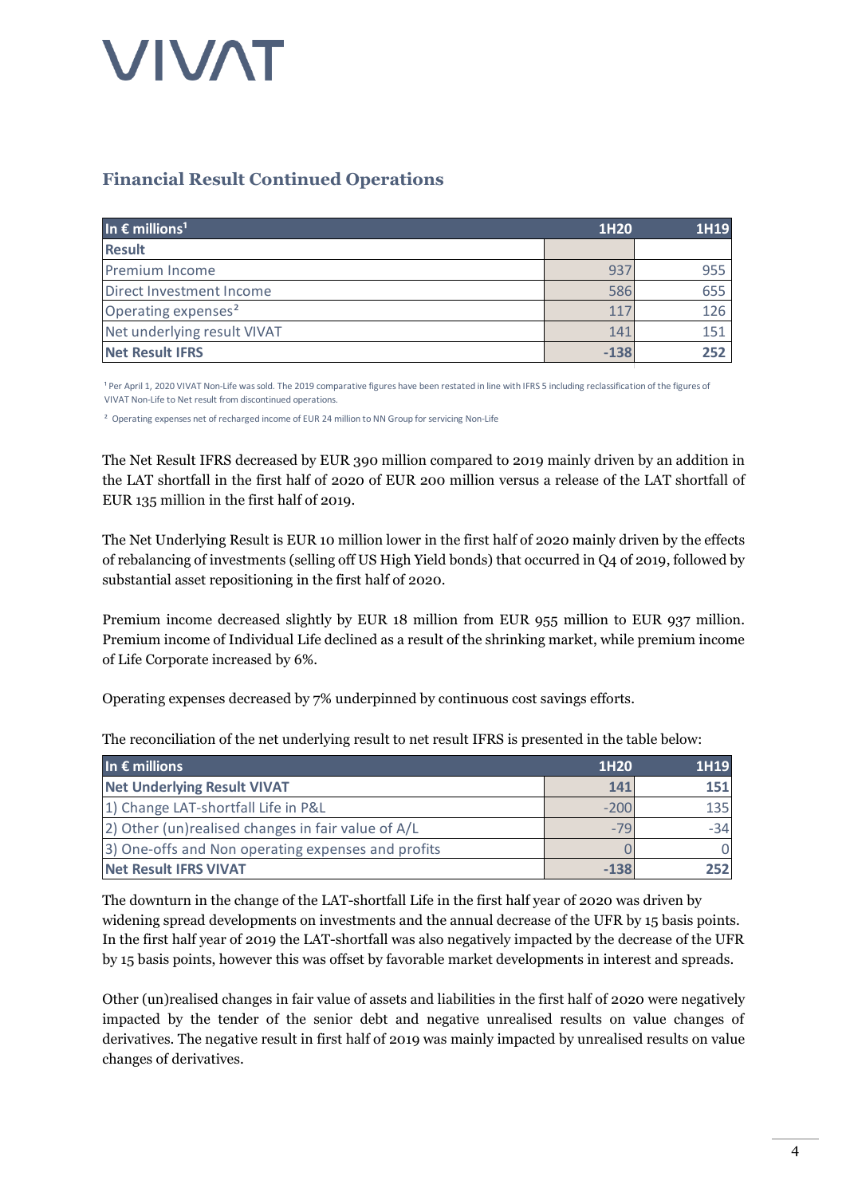VIVAT

## Financial Result Continued Operations

| In € millions[1] | 1H20 | 1H19 |
|---|---|---|
| **Result** | | |
| Premium Income | 937 | 955 |
| Direct Investment Income | 586 | 655 |
| Operating expenses[2] | 117 | 126 |
| Net underlying result VIVAT | 141 | 151 |
| **Net Result IFRS** | **-138** | **252** |

[1] Per April 1, 2020 VIVAT Non-Life was sold. The 2019 comparative figures have been restated in line with IFRS 5 including reclassification of the figures of VIVAT Non-Life to Net result from discontinued operations.

[2] Operating expenses net of recharged income of EUR 24 million to NN Group for servicing Non-Life

The Net Result IFRS decreased by EUR 390 million compared to 2019 mainly driven by an addition in the LAT shortfall in the first half of 2020 of EUR 200 million versus a release of the LAT shortfall of EUR 135 million in the first half of 2019.

The Net Underlying Result is EUR 10 million lower in the first half of 2020 mainly driven by the effects of rebalancing of investments (selling off US High Yield bonds) that occurred in Q4 of 2019, followed by substantial asset repositioning in the first half of 2020.

Premium income decreased slightly by EUR 18 million from EUR 955 million to EUR 937 million. Premium income of Individual Life declined as a result of the shrinking market, while premium income of Life Corporate increased by 6%.

Operating expenses decreased by 7% underpinned by continuous cost savings efforts.

The reconciliation of the net underlying result to net result IFRS is presented in the table below:

| In € millions | 1H20 | 1H19 |
|---|---|---|
| **Net Underlying Result VIVAT** | **141** | **151** |
| 1) Change LAT-shortfall Life in P&L | -200 | 135 |
| 2) Other (un)realised changes in fair value of A/L | -79 | -34 |
| 3) One-offs and Non operating expenses and profits | 0 | 0 |
| **Net Result IFRS VIVAT** | **-138** | **252** |

The downturn in the change of the LAT-shortfall Life in the first half year of 2020 was driven by widening spread developments on investments and the annual decrease of the UFR by 15 basis points. In the first half year of 2019 the LAT-shortfall was also negatively impacted by the decrease of the UFR by 15 basis points, however this was offset by favorable market developments in interest and spreads.

Other (un)realised changes in fair value of assets and liabilities in the first half of 2020 were negatively impacted by the tender of the senior debt and negative unrealised results on value changes of derivatives. The negative result in first half of 2019 was mainly impacted by unrealised results on value changes of derivatives.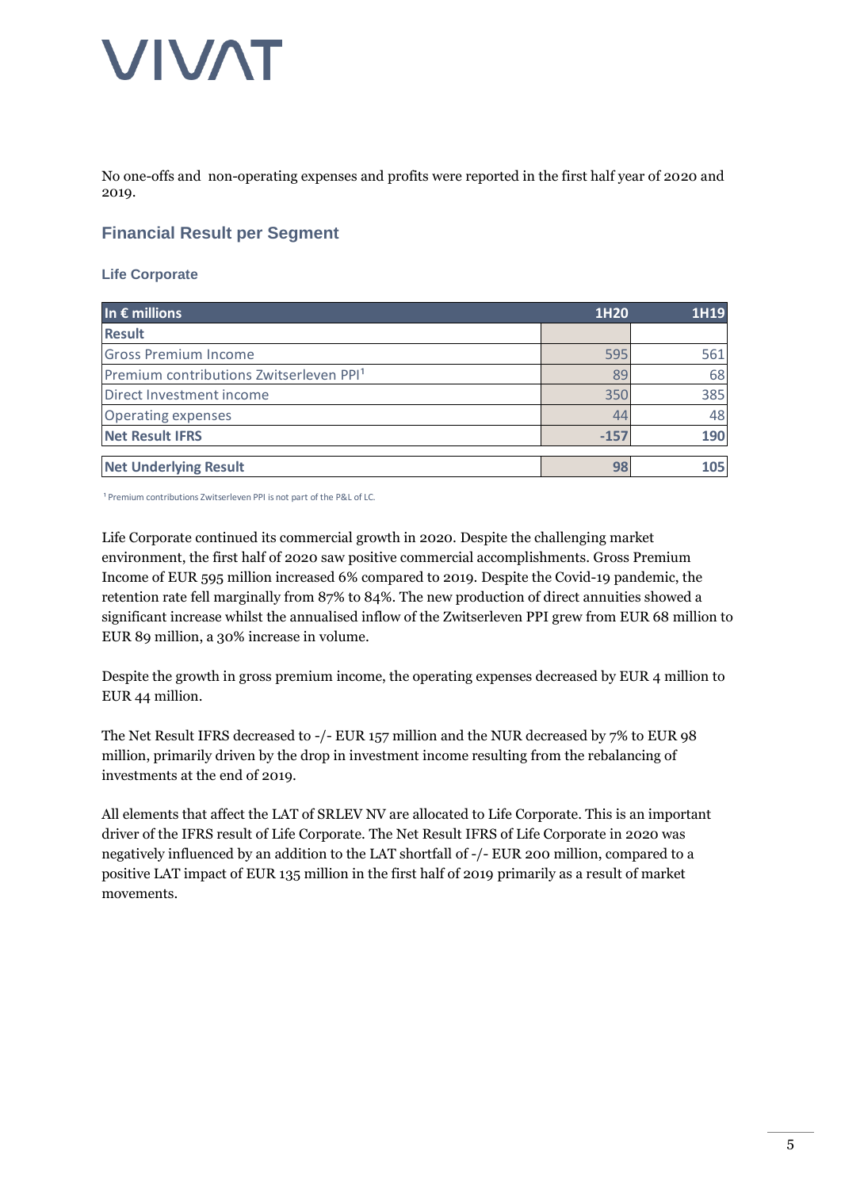No one-offs and non-operating expenses and profits were reported in the first half year of 2020 and 2019.

## Financial Result per Segment

### Life Corporate

| In € millions | 1H20 | 1H19 |
|---|---|---|
| **Result** | | |
| Gross Premium Income | 595 | 561 |
| Premium contributions Zwitserleven PPI[1] | 89 | 68 |
| Direct Investment income | 350 | 385 |
| Operating expenses | 44 | 48 |
| **Net Result IFRS** | **-157** | **190** |
| **Net Underlying Result** | **98** | **105** |

[1] Premium contributions Zwitserleven PPI is not part of the P&L of LC.

Life Corporate continued its commercial growth in 2020. Despite the challenging market environment, the first half of 2020 saw positive commercial accomplishments. Gross Premium Income of EUR 595 million increased 6% compared to 2019. Despite the Covid-19 pandemic, the retention rate fell marginally from 87% to 84%. The new production of direct annuities showed a significant increase whilst the annualised inflow of the Zwitserleven PPI grew from EUR 68 million to EUR 89 million, a 30% increase in volume.

Despite the growth in gross premium income, the operating expenses decreased by EUR 4 million to EUR 44 million.

The Net Result IFRS decreased to -/- EUR 157 million and the NUR decreased by 7% to EUR 98 million, primarily driven by the drop in investment income resulting from the rebalancing of investments at the end of 2019.

All elements that affect the LAT of SRLEV NV are allocated to Life Corporate. This is an important driver of the IFRS result of Life Corporate. The Net Result IFRS of Life Corporate in 2020 was negatively influenced by an addition to the LAT shortfall of -/- EUR 200 million, compared to a positive LAT impact of EUR 135 million in the first half of 2019 primarily as a result of market movements.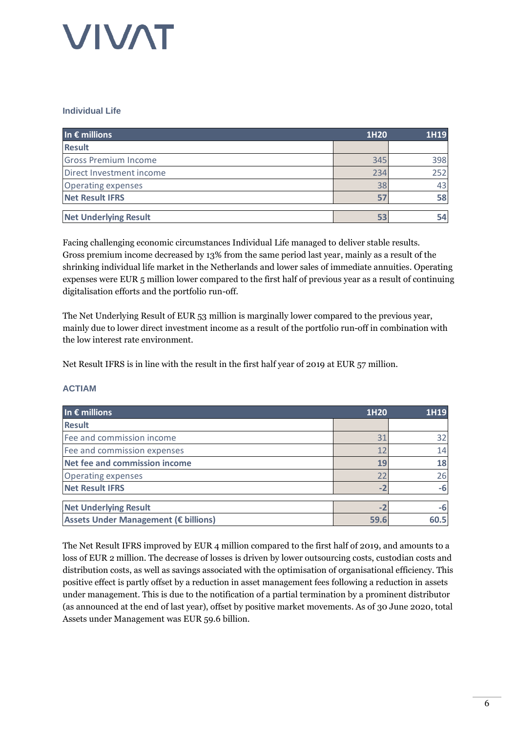### Individual Life

| In € millions | 1H20 | 1H19 |
|---|---|---|
| **Result** | | |
| Gross Premium Income | 345 | 398 |
| Direct Investment income | 234 | 252 |
| Operating expenses | 38 | 43 |
| **Net Result IFRS** | **57** | **58** |
| **Net Underlying Result** | **53** | **54** |

Facing challenging economic circumstances Individual Life managed to deliver stable results. Gross premium income decreased by 13% from the same period last year, mainly as a result of the shrinking individual life market in the Netherlands and lower sales of immediate annuities. Operating expenses were EUR 5 million lower compared to the first half of previous year as a result of continuing digitalisation efforts and the portfolio run-off.

The Net Underlying Result of EUR 53 million is marginally lower compared to the previous year, mainly due to lower direct investment income as a result of the portfolio run-off in combination with the low interest rate environment.

Net Result IFRS is in line with the result in the first half year of 2019 at EUR 57 million.

### ACTIAM

| In € millions | 1H20 | 1H19 |
|---|---|---|
| **Result** | | |
| Fee and commission income | 31 | 32 |
| Fee and commission expenses | 12 | 14 |
| **Net fee and commission income** | **19** | **18** |
| Operating expenses | 22 | 26 |
| **Net Result IFRS** | **-2** | **-6** |
| **Net Underlying Result** | **-2** | **-6** |
| **Assets Under Management (€ billions)** | **59.6** | **60.5** |

The Net Result IFRS improved by EUR 4 million compared to the first half of 2019, and amounts to a loss of EUR 2 million. The decrease of losses is driven by lower outsourcing costs, custodian costs and distribution costs, as well as savings associated with the optimisation of organisational efficiency. This positive effect is partly offset by a reduction in asset management fees following a reduction in assets under management. This is due to the notification of a partial termination by a prominent distributor (as announced at the end of last year), offset by positive market movements. As of 30 June 2020, total Assets under Management was EUR 59.6 billion.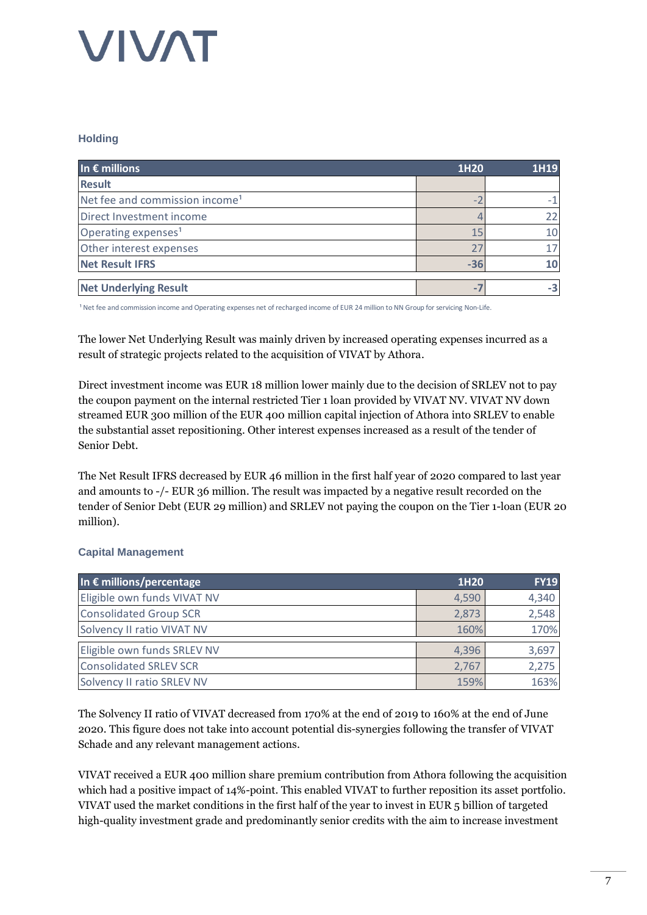# VIVAT

### Holding

| In € millions | 1H20 | 1H19 |
|---|---|---|
| **Result** | | |
| Net fee and commission income[1] | -2 | -1 |
| Direct Investment income | 4 | 22 |
| Operating expenses[1] | 15 | 10 |
| Other interest expenses | 27 | 17 |
| **Net Result IFRS** | **-36** | **10** |
| **Net Underlying Result** | **-7** | **-3** |

[1] Net fee and commission income and Operating expenses net of recharged income of EUR 24 million to NN Group for servicing Non-Life.

The lower Net Underlying Result was mainly driven by increased operating expenses incurred as a result of strategic projects related to the acquisition of VIVAT by Athora.

Direct investment income was EUR 18 million lower mainly due to the decision of SRLEV not to pay the coupon payment on the internal restricted Tier 1 loan provided by VIVAT NV. VIVAT NV down streamed EUR 300 million of the EUR 400 million capital injection of Athora into SRLEV to enable the substantial asset repositioning. Other interest expenses increased as a result of the tender of Senior Debt.

The Net Result IFRS decreased by EUR 46 million in the first half year of 2020 compared to last year and amounts to -/- EUR 36 million. The result was impacted by a negative result recorded on the tender of Senior Debt (EUR 29 million) and SRLEV not paying the coupon on the Tier 1-loan (EUR 20 million).

### Capital Management

| In € millions/percentage | 1H20 | FY19 |
|---|---|---|
| Eligible own funds VIVAT NV | 4,590 | 4,340 |
| Consolidated Group SCR | 2,873 | 2,548 |
| Solvency II ratio VIVAT NV | 160% | 170% |
| Eligible own funds SRLEV NV | 4,396 | 3,697 |
| Consolidated SRLEV SCR | 2,767 | 2,275 |
| Solvency II ratio SRLEV NV | 159% | 163% |

The Solvency II ratio of VIVAT decreased from 170% at the end of 2019 to 160% at the end of June 2020. This figure does not take into account potential dis-synergies following the transfer of VIVAT Schade and any relevant management actions.

VIVAT received a EUR 400 million share premium contribution from Athora following the acquisition which had a positive impact of 14%-point. This enabled VIVAT to further reposition its asset portfolio. VIVAT used the market conditions in the first half of the year to invest in EUR 5 billion of targeted high-quality investment grade and predominantly senior credits with the aim to increase investment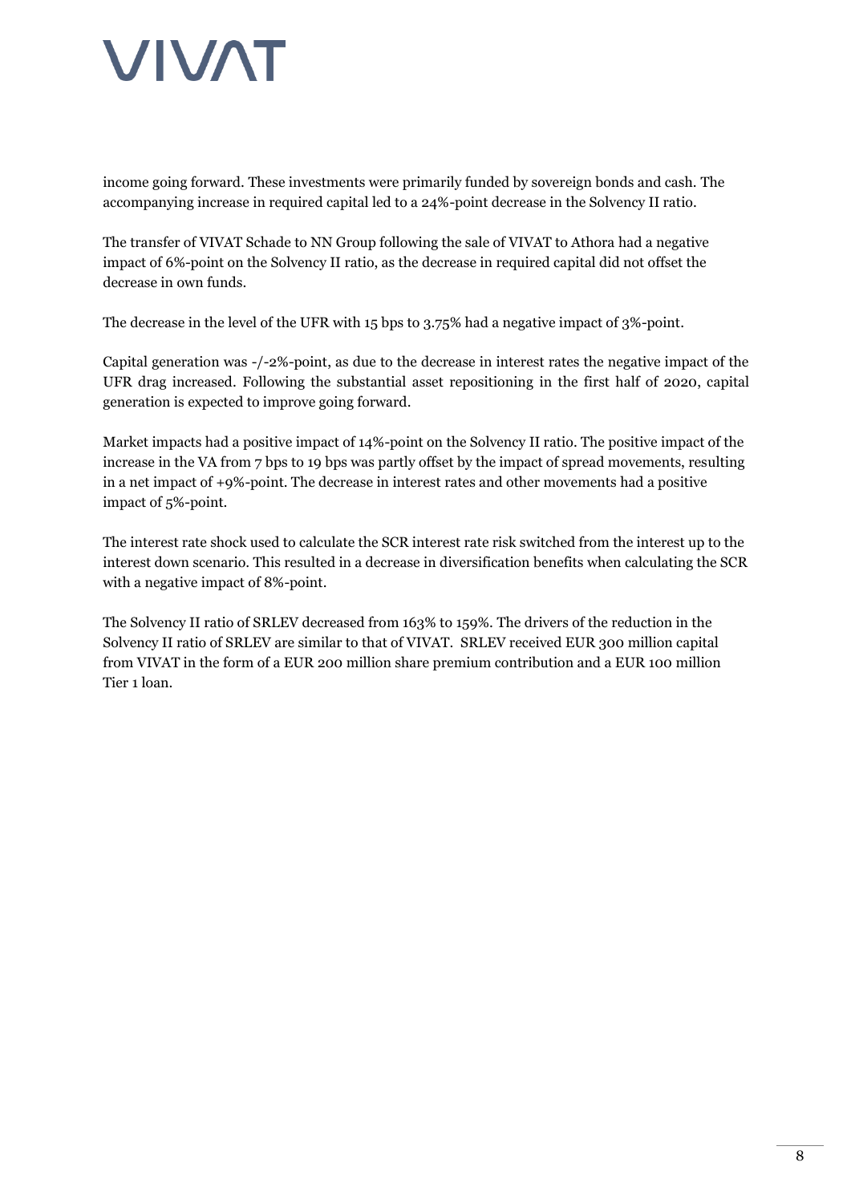income going forward. These investments were primarily funded by sovereign bonds and cash. The accompanying increase in required capital led to a 24%-point decrease in the Solvency II ratio.

The transfer of VIVAT Schade to NN Group following the sale of VIVAT to Athora had a negative impact of 6%-point on the Solvency II ratio, as the decrease in required capital did not offset the decrease in own funds.

The decrease in the level of the UFR with 15 bps to 3.75% had a negative impact of 3%-point.

Capital generation was -/-2%-point, as due to the decrease in interest rates the negative impact of the UFR drag increased. Following the substantial asset repositioning in the first half of 2020, capital generation is expected to improve going forward.

Market impacts had a positive impact of 14%-point on the Solvency II ratio. The positive impact of the increase in the VA from 7 bps to 19 bps was partly offset by the impact of spread movements, resulting in a net impact of +9%-point. The decrease in interest rates and other movements had a positive impact of 5%-point.

The interest rate shock used to calculate the SCR interest rate risk switched from the interest up to the interest down scenario. This resulted in a decrease in diversification benefits when calculating the SCR with a negative impact of 8%-point.

The Solvency II ratio of SRLEV decreased from 163% to 159%. The drivers of the reduction in the Solvency II ratio of SRLEV are similar to that of VIVAT. SRLEV received EUR 300 million capital from VIVAT in the form of a EUR 200 million share premium contribution and a EUR 100 million Tier 1 loan.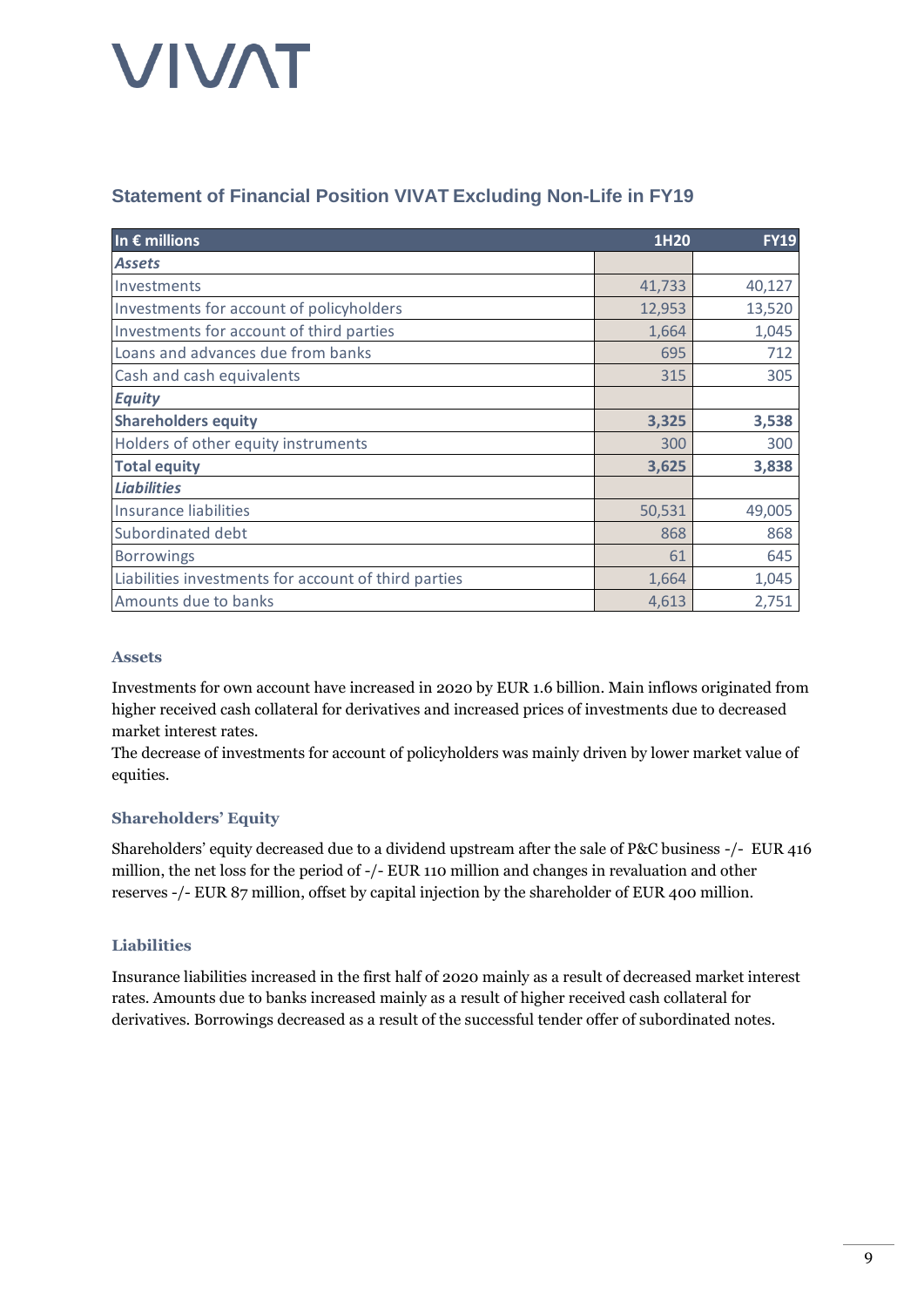## Statement of Financial Position VIVAT Excluding Non-Life in FY19

| In € millions | 1H20 | FY19 |
|---|---|---|
| ***Assets*** | | |
| Investments | 41,733 | 40,127 |
| Investments for account of policyholders | 12,953 | 13,520 |
| Investments for account of third parties | 1,664 | 1,045 |
| Loans and advances due from banks | 695 | 712 |
| Cash and cash equivalents | 315 | 305 |
| ***Equity*** | | |
| **Shareholders equity** | **3,325** | **3,538** |
| Holders of other equity instruments | 300 | 300 |
| **Total equity** | **3,625** | **3,838** |
| ***Liabilities*** | | |
| Insurance liabilities | 50,531 | 49,005 |
| Subordinated debt | 868 | 868 |
| Borrowings | 61 | 645 |
| Liabilities investments for account of third parties | 1,664 | 1,045 |
| Amounts due to banks | 4,613 | 2,751 |

### Assets

Investments for own account have increased in 2020 by EUR 1.6 billion. Main inflows originated from higher received cash collateral for derivatives and increased prices of investments due to decreased market interest rates.
The decrease of investments for account of policyholders was mainly driven by lower market value of equities.

### Shareholders' Equity

Shareholders' equity decreased due to a dividend upstream after the sale of P&C business -/- EUR 416 million, the net loss for the period of -/- EUR 110 million and changes in revaluation and other reserves -/- EUR 87 million, offset by capital injection by the shareholder of EUR 400 million.

### Liabilities

Insurance liabilities increased in the first half of 2020 mainly as a result of decreased market interest rates. Amounts due to banks increased mainly as a result of higher received cash collateral for derivatives. Borrowings decreased as a result of the successful tender offer of subordinated notes.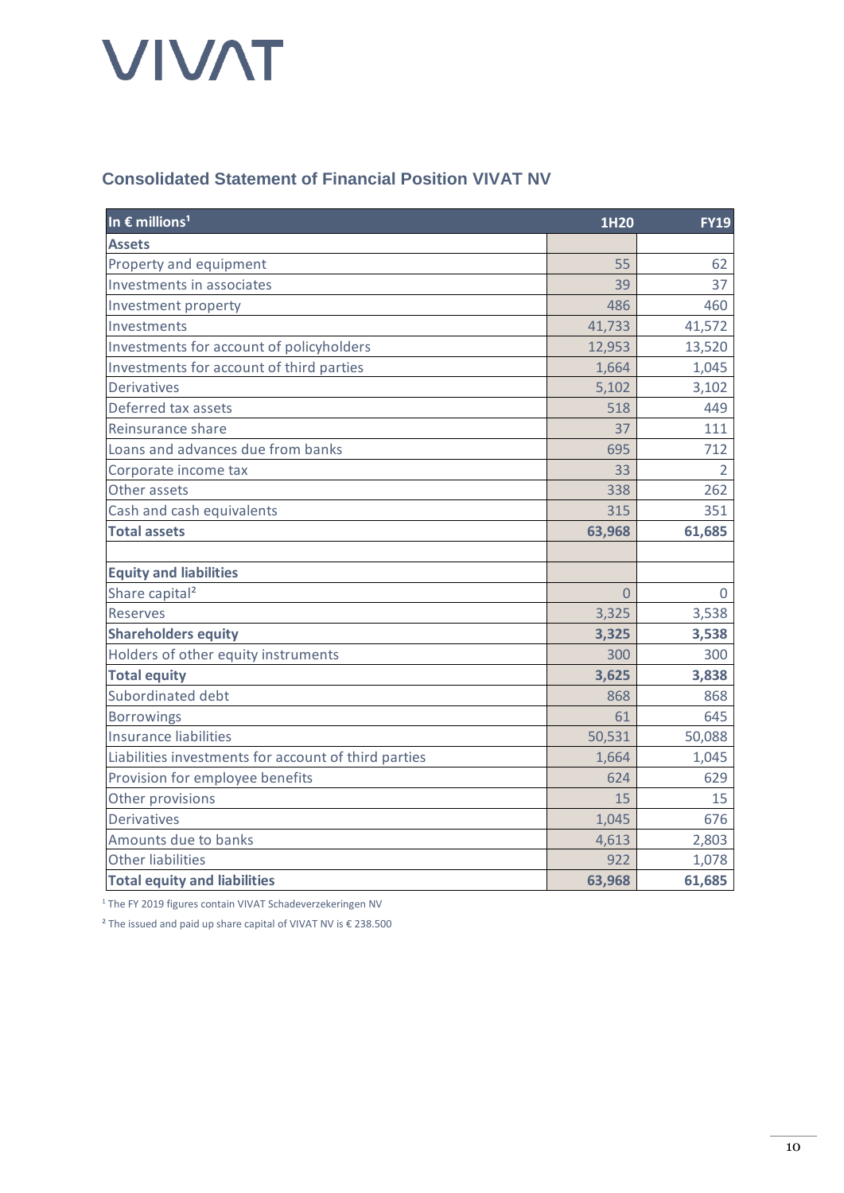VIVAT

## Consolidated Statement of Financial Position VIVAT NV

| In € millions[1] | 1H20 | FY19 |
|---|---|---|
| **Assets** | | |
| Property and equipment | 55 | 62 |
| Investments in associates | 39 | 37 |
| Investment property | 486 | 460 |
| Investments | 41,733 | 41,572 |
| Investments for account of policyholders | 12,953 | 13,520 |
| Investments for account of third parties | 1,664 | 1,045 |
| Derivatives | 5,102 | 3,102 |
| Deferred tax assets | 518 | 449 |
| Reinsurance share | 37 | 111 |
| Loans and advances due from banks | 695 | 712 |
| Corporate income tax | 33 | 2 |
| Other assets | 338 | 262 |
| Cash and cash equivalents | 315 | 351 |
| **Total assets** | **63,968** | **61,685** |
| | | |
| **Equity and liabilities** | | |
| Share capital[2] | 0 | 0 |
| Reserves | 3,325 | 3,538 |
| **Shareholders equity** | **3,325** | **3,538** |
| Holders of other equity instruments | 300 | 300 |
| **Total equity** | **3,625** | **3,838** |
| Subordinated debt | 868 | 868 |
| Borrowings | 61 | 645 |
| Insurance liabilities | 50,531 | 50,088 |
| Liabilities investments for account of third parties | 1,664 | 1,045 |
| Provision for employee benefits | 624 | 629 |
| Other provisions | 15 | 15 |
| Derivatives | 1,045 | 676 |
| Amounts due to banks | 4,613 | 2,803 |
| Other liabilities | 922 | 1,078 |
| **Total equity and liabilities** | **63,968** | **61,685** |

[1] The FY 2019 figures contain VIVAT Schadeverzekeringen NV

[2] The issued and paid up share capital of VIVAT NV is € 238.500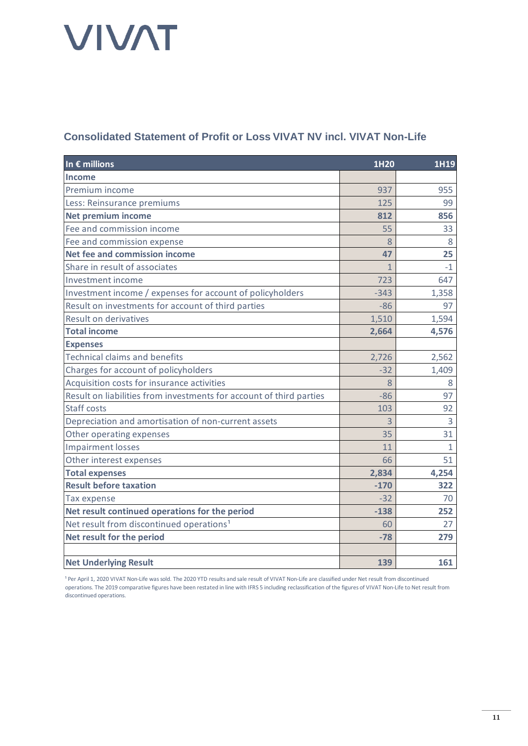VIVAT

## Consolidated Statement of Profit or Loss VIVAT NV incl. VIVAT Non-Life

| In € millions | 1H20 | 1H19 |
|---|---|---|
| **Income** | | |
| Premium income | 937 | 955 |
| Less: Reinsurance premiums | 125 | 99 |
| **Net premium income** | **812** | **856** |
| Fee and commission income | 55 | 33 |
| Fee and commission expense | 8 | 8 |
| **Net fee and commission income** | **47** | **25** |
| Share in result of associates | 1 | -1 |
| Investment income | 723 | 647 |
| Investment income / expenses for account of policyholders | -343 | 1,358 |
| Result on investments for account of third parties | -86 | 97 |
| Result on derivatives | 1,510 | 1,594 |
| **Total income** | **2,664** | **4,576** |
| **Expenses** | | |
| Technical claims and benefits | 2,726 | 2,562 |
| Charges for account of policyholders | -32 | 1,409 |
| Acquisition costs for insurance activities | 8 | 8 |
| Result on liabilities from investments for account of third parties | -86 | 97 |
| Staff costs | 103 | 92 |
| Depreciation and amortisation of non-current assets | 3 | 3 |
| Other operating expenses | 35 | 31 |
| Impairment losses | 11 | 1 |
| Other interest expenses | 66 | 51 |
| **Total expenses** | **2,834** | **4,254** |
| **Result before taxation** | **-170** | **322** |
| Tax expense | -32 | 70 |
| **Net result continued operations for the period** | **-138** | **252** |
| Net result from discontinued operations[1] | 60 | 27 |
| **Net result for the period** | **-78** | **279** |
| | | |
| **Net Underlying Result** | **139** | **161** |

[1] Per April 1, 2020 VIVAT Non-Life was sold. The 2020 YTD results and sale result of VIVAT Non-Life are classified under Net result from discontinued operations. The 2019 comparative figures have been restated in line with IFRS 5 including reclassification of the figures of VIVAT Non-Life to Net result from discontinued operations.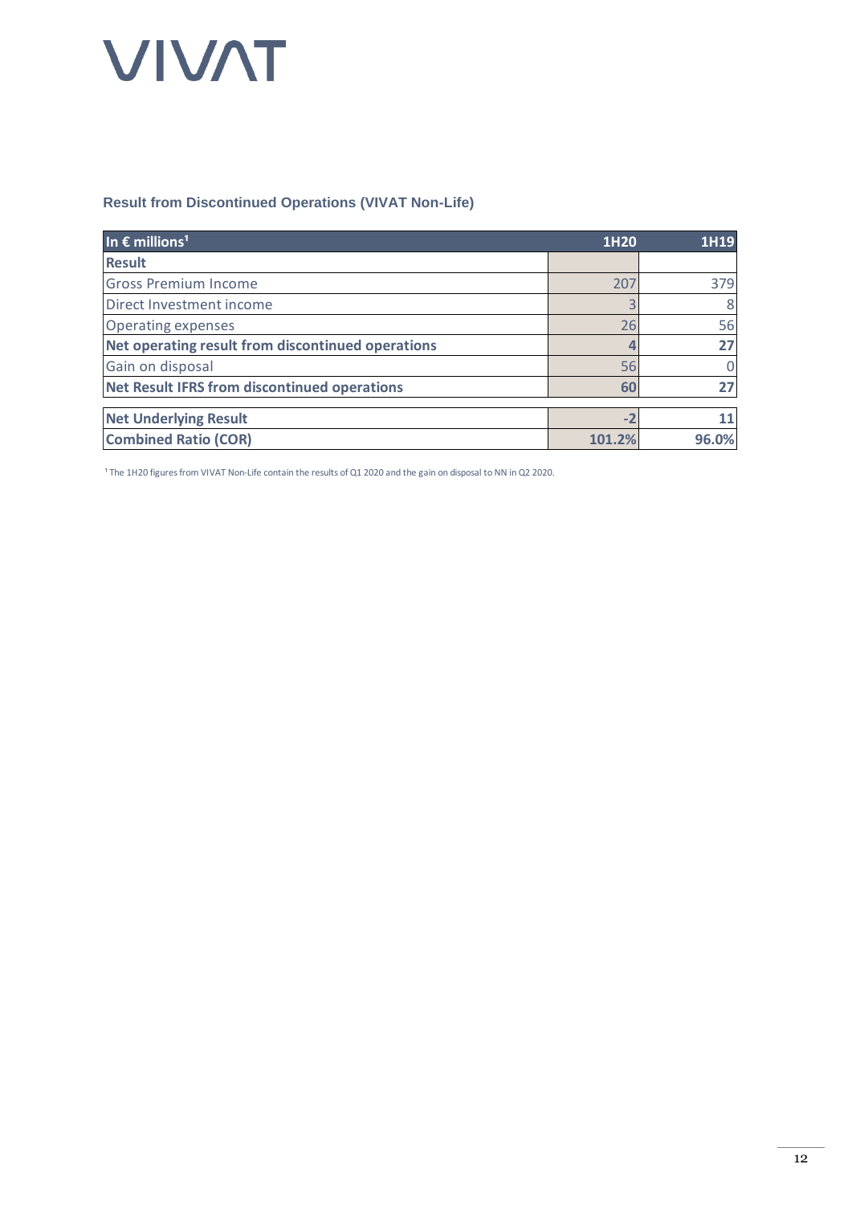## Result from Discontinued Operations (VIVAT Non-Life)

| In € millions[1] | 1H20 | 1H19 |
|---|---|---|
| **Result** | | |
| Gross Premium Income | 207 | 379 |
| Direct Investment income | 3 | 8 |
| Operating expenses | 26 | 56 |
| **Net operating result from discontinued operations** | **4** | **27** |
| Gain on disposal | 56 | 0 |
| **Net Result IFRS from discontinued operations** | **60** | **27** |
| | | |
| **Net Underlying Result** | **-2** | **11** |
| **Combined Ratio (COR)** | **101.2%** | **96.0%** |

[1] The 1H20 figures from VIVAT Non-Life contain the results of Q1 2020 and the gain on disposal to NN in Q2 2020.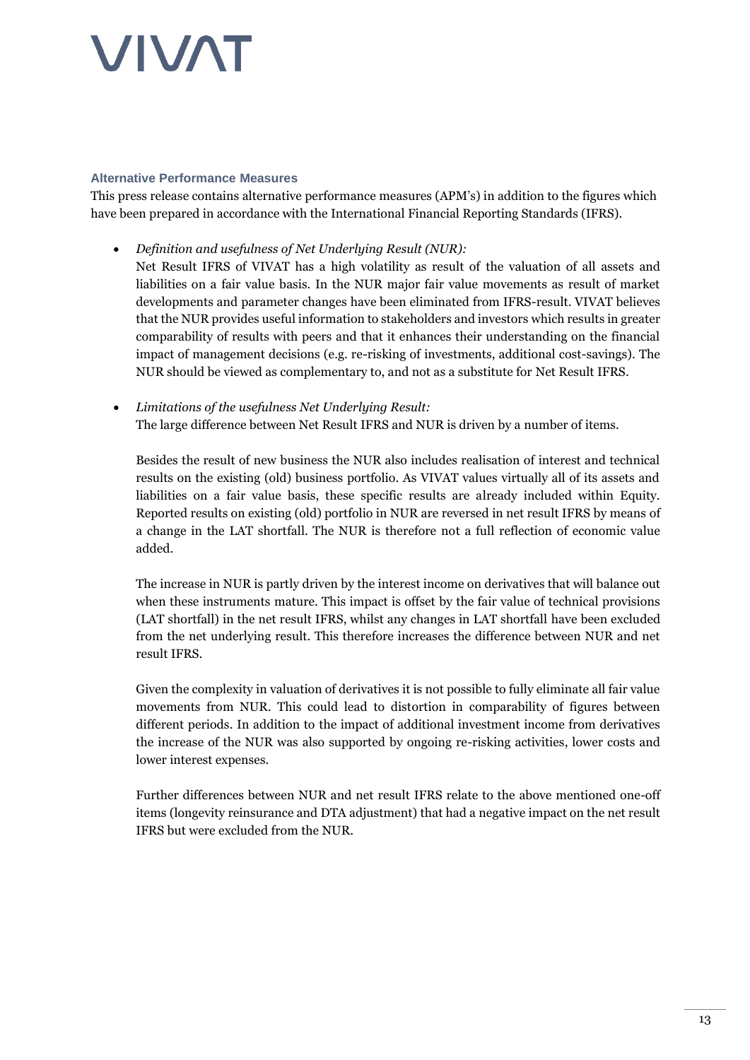## Alternative Performance Measures

This press release contains alternative performance measures (APM's) in addition to the figures which have been prepared in accordance with the International Financial Reporting Standards (IFRS).

- *Definition and usefulness of Net Underlying Result (NUR):*
  Net Result IFRS of VIVAT has a high volatility as result of the valuation of all assets and liabilities on a fair value basis. In the NUR major fair value movements as result of market developments and parameter changes have been eliminated from IFRS-result. VIVAT believes that the NUR provides useful information to stakeholders and investors which results in greater comparability of results with peers and that it enhances their understanding on the financial impact of management decisions (e.g. re-risking of investments, additional cost-savings). The NUR should be viewed as complementary to, and not as a substitute for Net Result IFRS.

- *Limitations of the usefulness Net Underlying Result:*
  The large difference between Net Result IFRS and NUR is driven by a number of items.

  Besides the result of new business the NUR also includes realisation of interest and technical results on the existing (old) business portfolio. As VIVAT values virtually all of its assets and liabilities on a fair value basis, these specific results are already included within Equity. Reported results on existing (old) portfolio in NUR are reversed in net result IFRS by means of a change in the LAT shortfall. The NUR is therefore not a full reflection of economic value added.

  The increase in NUR is partly driven by the interest income on derivatives that will balance out when these instruments mature. This impact is offset by the fair value of technical provisions (LAT shortfall) in the net result IFRS, whilst any changes in LAT shortfall have been excluded from the net underlying result. This therefore increases the difference between NUR and net result IFRS.

  Given the complexity in valuation of derivatives it is not possible to fully eliminate all fair value movements from NUR. This could lead to distortion in comparability of figures between different periods. In addition to the impact of additional investment income from derivatives the increase of the NUR was also supported by ongoing re-risking activities, lower costs and lower interest expenses.

  Further differences between NUR and net result IFRS relate to the above mentioned one-off items (longevity reinsurance and DTA adjustment) that had a negative impact on the net result IFRS but were excluded from the NUR.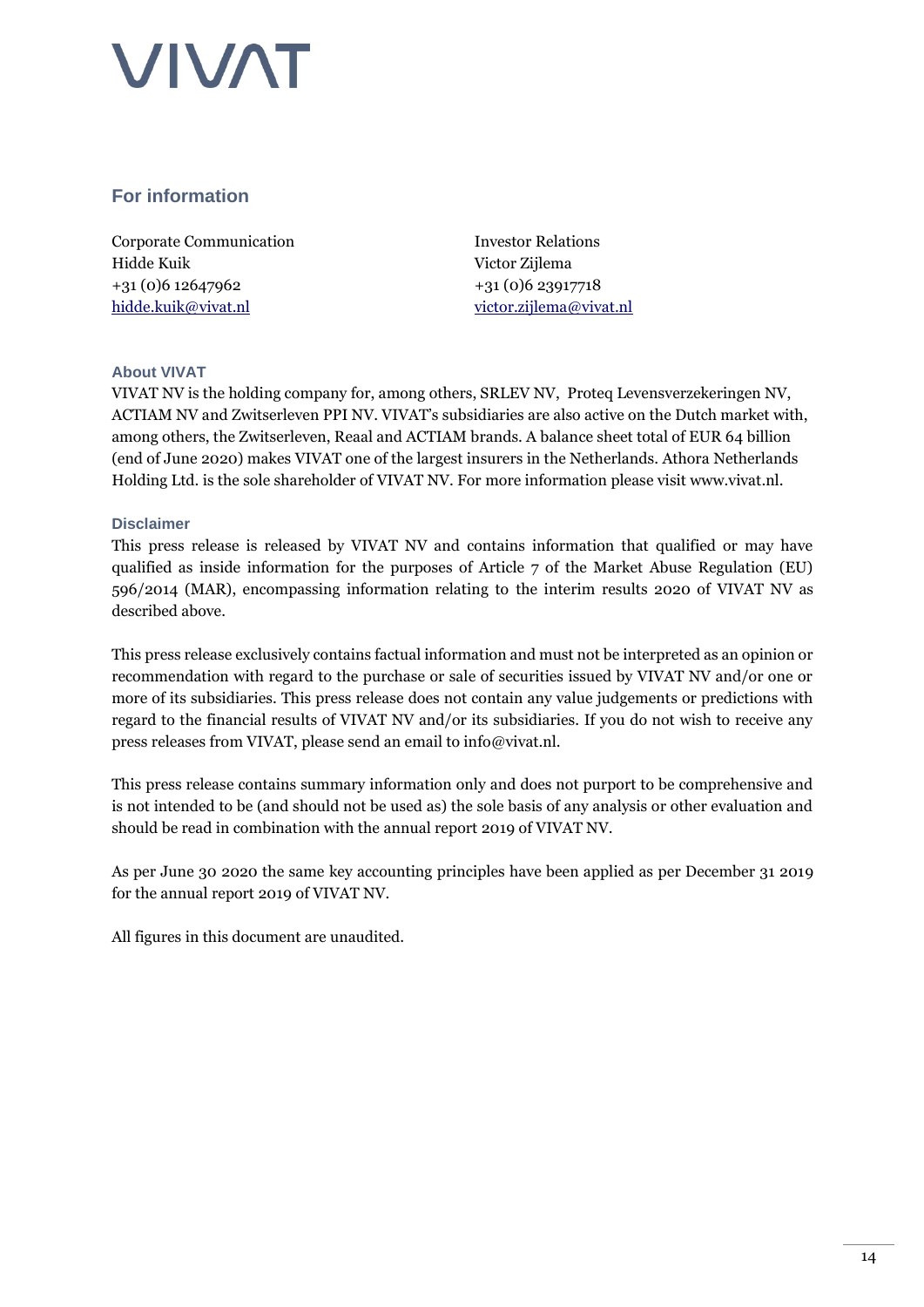VIVAT

## For information

Corporate Communication
Hidde Kuik
+31 (0)6 12647962
hidde.kuik@vivat.nl

Investor Relations
Victor Zijlema
+31 (0)6 23917718
victor.zijlema@vivat.nl

### About VIVAT

VIVAT NV is the holding company for, among others, SRLEV NV, Proteq Levensverzekeringen NV, ACTIAM NV and Zwitserleven PPI NV. VIVAT's subsidiaries are also active on the Dutch market with, among others, the Zwitserleven, Reaal and ACTIAM brands. A balance sheet total of EUR 64 billion (end of June 2020) makes VIVAT one of the largest insurers in the Netherlands. Athora Netherlands Holding Ltd. is the sole shareholder of VIVAT NV. For more information please visit www.vivat.nl.

### Disclaimer

This press release is released by VIVAT NV and contains information that qualified or may have qualified as inside information for the purposes of Article 7 of the Market Abuse Regulation (EU) 596/2014 (MAR), encompassing information relating to the interim results 2020 of VIVAT NV as described above.

This press release exclusively contains factual information and must not be interpreted as an opinion or recommendation with regard to the purchase or sale of securities issued by VIVAT NV and/or one or more of its subsidiaries. This press release does not contain any value judgements or predictions with regard to the financial results of VIVAT NV and/or its subsidiaries. If you do not wish to receive any press releases from VIVAT, please send an email to info@vivat.nl.

This press release contains summary information only and does not purport to be comprehensive and is not intended to be (and should not be used as) the sole basis of any analysis or other evaluation and should be read in combination with the annual report 2019 of VIVAT NV.

As per June 30 2020 the same key accounting principles have been applied as per December 31 2019 for the annual report 2019 of VIVAT NV.

All figures in this document are unaudited.